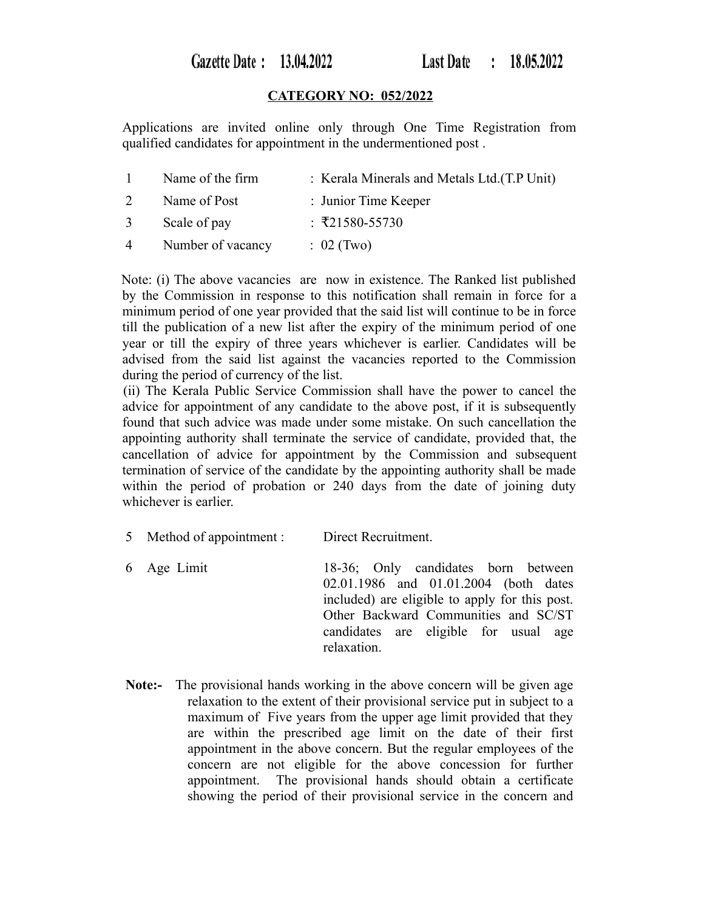**Gazette Date : 13.04.2022 Last Date : 18.05.2022**

**CATEGORY NO: 052/2022**

Applications are invited online only through One Time Registration from qualified candidates for appointment in the undermentioned post .

| | | |
|---|---|---|
| 1 | Name of the firm | : Kerala Minerals and Metals Ltd.(T.P Unit) |
| 2 | Name of Post | : Junior Time Keeper |
| 3 | Scale of pay | : ₹21580-55730 |
| 4 | Number of vacancy | : 02 (Two) |

Note: (i) The above vacancies are now in existence. The Ranked list published by the Commission in response to this notification shall remain in force for a minimum period of one year provided that the said list will continue to be in force till the publication of a new list after the expiry of the minimum period of one year or till the expiry of three years whichever is earlier. Candidates will be advised from the said list against the vacancies reported to the Commission during the period of currency of the list.

(ii) The Kerala Public Service Commission shall have the power to cancel the advice for appointment of any candidate to the above post, if it is subsequently found that such advice was made under some mistake. On such cancellation the appointing authority shall terminate the service of candidate, provided that, the cancellation of advice for appointment by the Commission and subsequent termination of service of the candidate by the appointing authority shall be made within the period of probation or 240 days from the date of joining duty whichever is earlier.

| | | |
|---|---|---|
| 5 | Method of appointment : | Direct Recruitment. |
| 6 | Age Limit | 18-36; Only candidates born between 02.01.1986 and 01.01.2004 (both dates included) are eligible to apply for this post. Other Backward Communities and SC/ST candidates are eligible for usual age relaxation. |

**Note:-** The provisional hands working in the above concern will be given age relaxation to the extent of their provisional service put in subject to a maximum of Five years from the upper age limit provided that they are within the prescribed age limit on the date of their first appointment in the above concern. But the regular employees of the concern are not eligible for the above concession for further appointment. The provisional hands should obtain a certificate showing the period of their provisional service in the concern and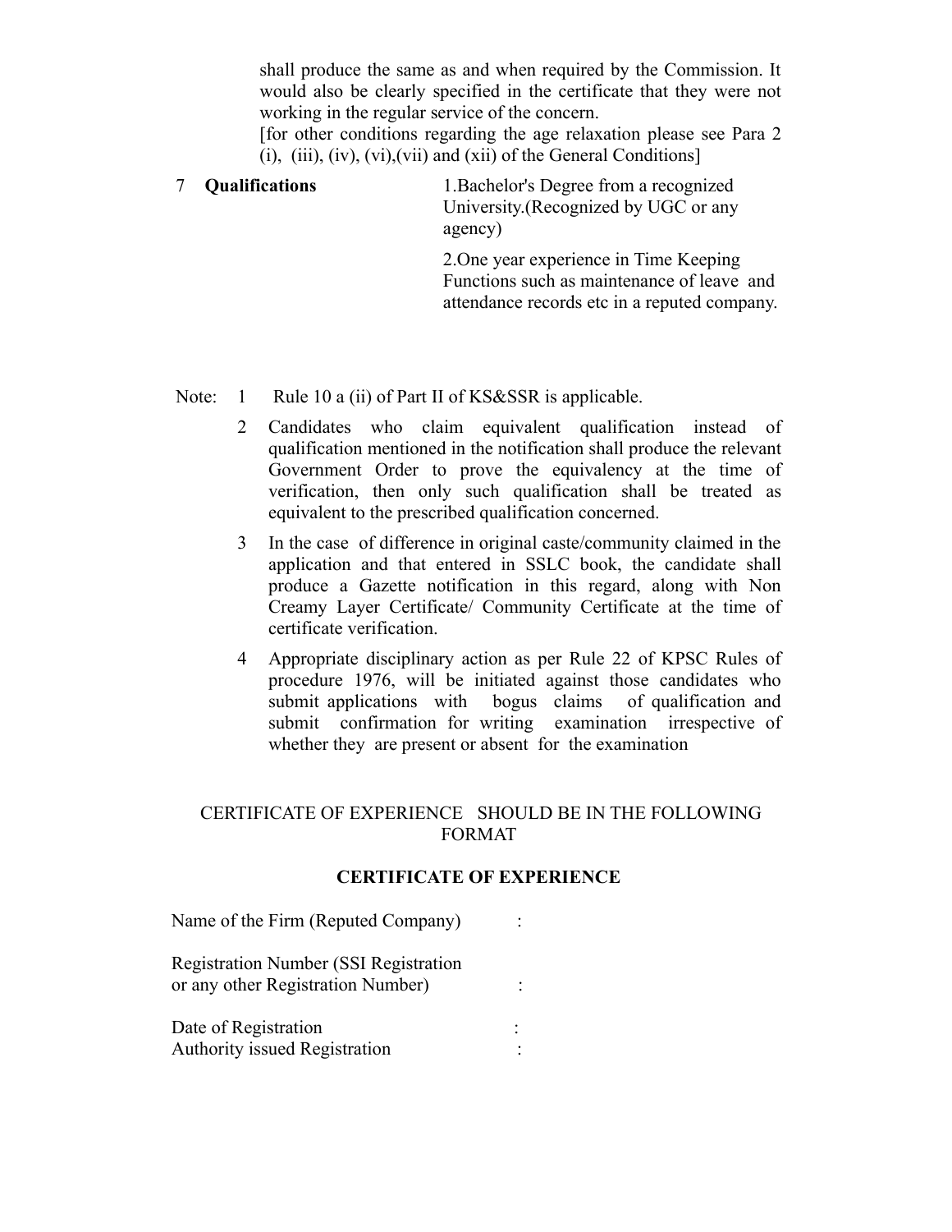shall produce the same as and when required by the Commission. It would also be clearly specified in the certificate that they were not working in the regular service of the concern.
[for other conditions regarding the age relaxation please see Para 2 (i), (iii), (iv), (vi),(vii) and (xii) of the General Conditions]

7 **Qualifications**

1.Bachelor's Degree from a recognized University.(Recognized by UGC or any agency)

2.One year experience in Time Keeping Functions such as maintenance of leave and attendance records etc in a reputed company.

Note:

1. Rule 10 a (ii) of Part II of KS&SSR is applicable.
2. Candidates who claim equivalent qualification instead of qualification mentioned in the notification shall produce the relevant Government Order to prove the equivalency at the time of verification, then only such qualification shall be treated as equivalent to the prescribed qualification concerned.
3. In the case of difference in original caste/community claimed in the application and that entered in SSLC book, the candidate shall produce a Gazette notification in this regard, along with Non Creamy Layer Certificate/ Community Certificate at the time of certificate verification.
4. Appropriate disciplinary action as per Rule 22 of KPSC Rules of procedure 1976, will be initiated against those candidates who submit applications with bogus claims of qualification and submit confirmation for writing examination irrespective of whether they are present or absent for the examination

CERTIFICATE OF EXPERIENCE SHOULD BE IN THE FOLLOWING FORMAT

**CERTIFICATE OF EXPERIENCE**

Name of the Firm (Reputed Company) :

Registration Number (SSI Registration or any other Registration Number) :

Date of Registration :
Authority issued Registration :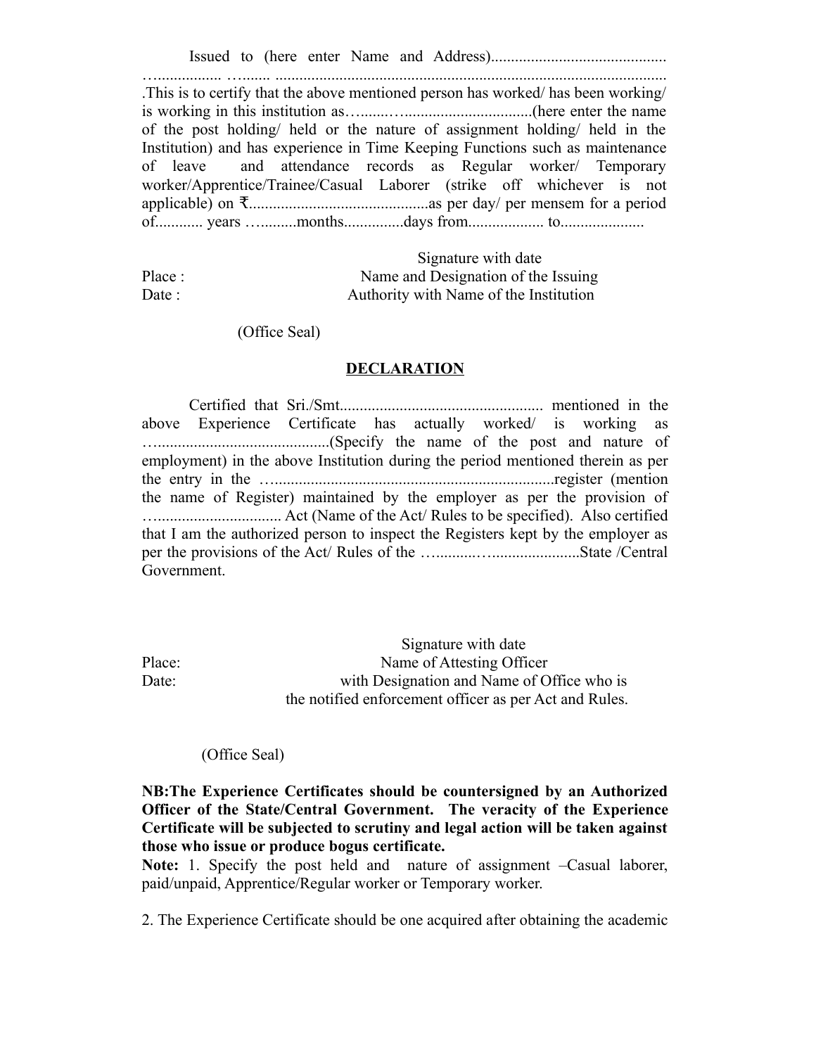Issued to (here enter Name and Address)............................................ …................ …....... .................................................................................................. .This is to certify that the above mentioned person has worked/ has been working/ is working in this institution as…...…..............................(here enter the name of the post holding/ held or the nature of assignment holding/ held in the Institution) and has experience in Time Keeping Functions such as maintenance of leave and attendance records as Regular worker/ Temporary worker/Apprentice/Trainee/Casual Laborer (strike off whichever is not applicable) on ₹............................................as per day/ per mensem for a period of............ years …........months...............days from.................. to.....................

Signature with date
Name and Designation of the Issuing
Authority with Name of the Institution

Place :
Date :

(Office Seal)

## DECLARATION

Certified that Sri./Smt.................................................... mentioned in the above Experience Certificate has actually worked/ is working as …..........................................(Specify the name of the post and nature of employment) in the above Institution during the period mentioned therein as per the entry in the …......................................................................register (mention the name of Register) maintained by the employer as per the provision of …................................ Act (Name of the Act/ Rules to be specified). Also certified that I am the authorized person to inspect the Registers kept by the employer as per the provisions of the Act/ Rules of the …..........…......................State /Central Government.

Signature with date
Name of Attesting Officer
with Designation and Name of Office who is
the notified enforcement officer as per Act and Rules.

Place:
Date:

(Office Seal)

**NB:The Experience Certificates should be countersigned by an Authorized Officer of the State/Central Government. The veracity of the Experience Certificate will be subjected to scrutiny and legal action will be taken against those who issue or produce bogus certificate.**

**Note:** 1. Specify the post held and nature of assignment –Casual laborer, paid/unpaid, Apprentice/Regular worker or Temporary worker.

2. The Experience Certificate should be one acquired after obtaining the academic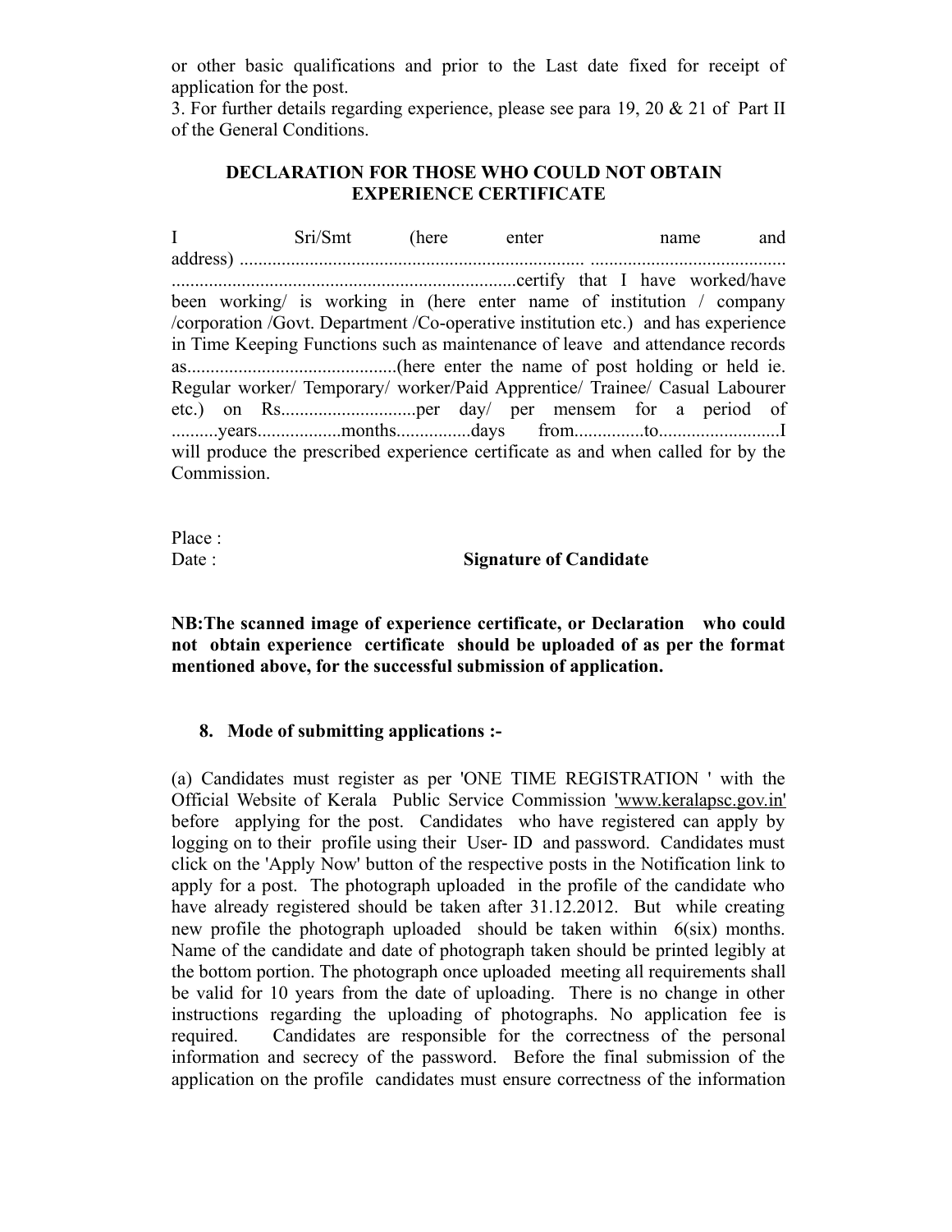or other basic qualifications and prior to the Last date fixed for receipt of application for the post.

3. For further details regarding experience, please see para 19, 20 & 21 of Part II of the General Conditions.

**DECLARATION FOR THOSE WHO COULD NOT OBTAIN EXPERIENCE CERTIFICATE**

I Sri/Smt (here enter name and address) ........................................................................ .......................................... ..........................................................................certify that I have worked/have been working/ is working in (here enter name of institution / company /corporation /Govt. Department /Co-operative institution etc.) and has experience in Time Keeping Functions such as maintenance of leave and attendance records as.............................................(here enter the name of post holding or held ie. Regular worker/ Temporary/ worker/Paid Apprentice/ Trainee/ Casual Labourer etc.) on Rs.............................per day/ per mensem for a period of ..........years..................months................days from...............to..........................I will produce the prescribed experience certificate as and when called for by the Commission.

Place :

Date : **Signature of Candidate**

**NB:The scanned image of experience certificate, or Declaration who could not obtain experience certificate should be uploaded of as per the format mentioned above, for the successful submission of application.**

**8. Mode of submitting applications :-**

(a) Candidates must register as per 'ONE TIME REGISTRATION ' with the Official Website of Kerala Public Service Commission 'www.keralapsc.gov.in' before applying for the post. Candidates who have registered can apply by logging on to their profile using their User- ID and password. Candidates must click on the 'Apply Now' button of the respective posts in the Notification link to apply for a post. The photograph uploaded in the profile of the candidate who have already registered should be taken after 31.12.2012. But while creating new profile the photograph uploaded should be taken within 6(six) months. Name of the candidate and date of photograph taken should be printed legibly at the bottom portion. The photograph once uploaded meeting all requirements shall be valid for 10 years from the date of uploading. There is no change in other instructions regarding the uploading of photographs. No application fee is required. Candidates are responsible for the correctness of the personal information and secrecy of the password. Before the final submission of the application on the profile candidates must ensure correctness of the information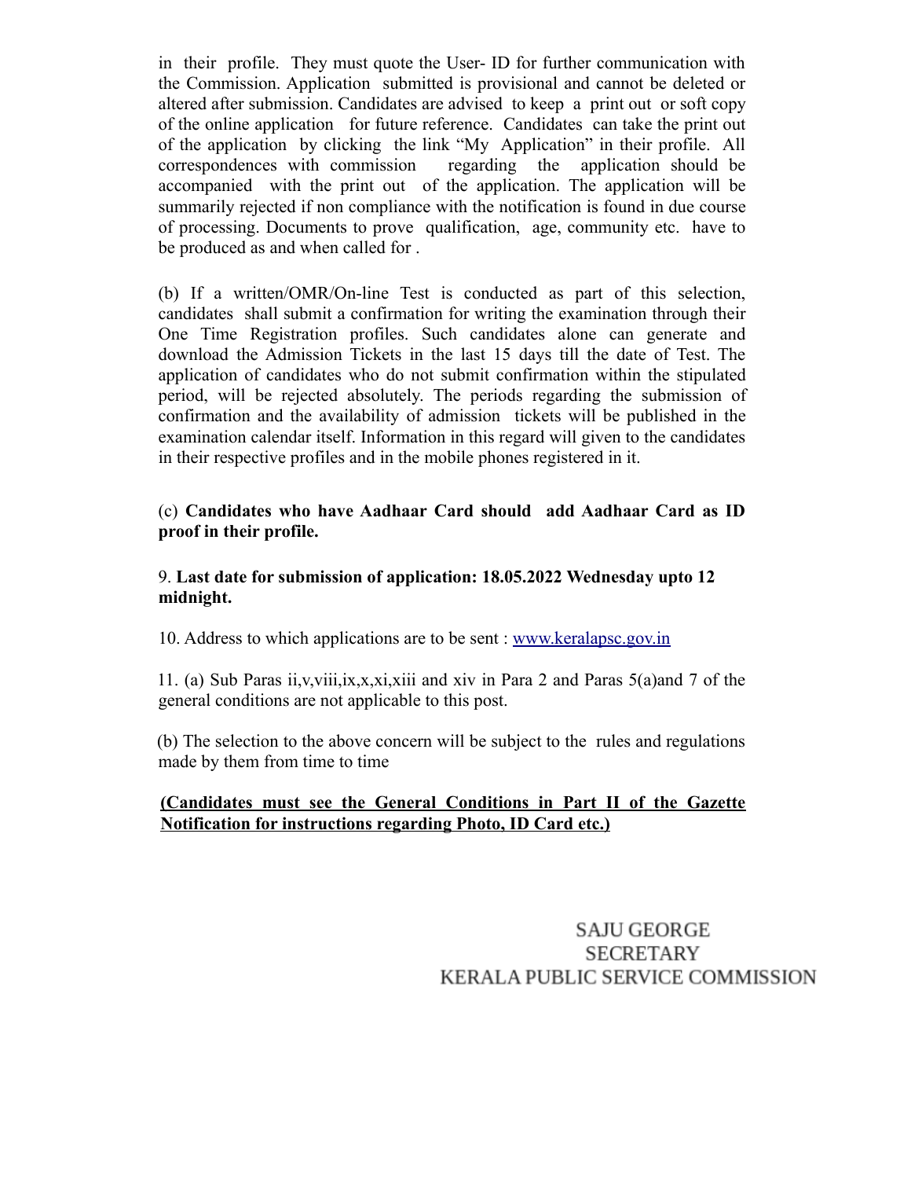in their profile. They must quote the User- ID for further communication with the Commission. Application submitted is provisional and cannot be deleted or altered after submission. Candidates are advised to keep a print out or soft copy of the online application for future reference. Candidates can take the print out of the application by clicking the link "My Application" in their profile. All correspondences with commission regarding the application should be accompanied with the print out of the application. The application will be summarily rejected if non compliance with the notification is found in due course of processing. Documents to prove qualification, age, community etc. have to be produced as and when called for .

(b) If a written/OMR/On-line Test is conducted as part of this selection, candidates shall submit a confirmation for writing the examination through their One Time Registration profiles. Such candidates alone can generate and download the Admission Tickets in the last 15 days till the date of Test. The application of candidates who do not submit confirmation within the stipulated period, will be rejected absolutely. The periods regarding the submission of confirmation and the availability of admission tickets will be published in the examination calendar itself. Information in this regard will given to the candidates in their respective profiles and in the mobile phones registered in it.

(c) **Candidates who have Aadhaar Card should add Aadhaar Card as ID proof in their profile.**

9. **Last date for submission of application: 18.05.2022 Wednesday upto 12 midnight.**

10. Address to which applications are to be sent : www.keralapsc.gov.in

11. (a) Sub Paras ii,v,viii,ix,x,xi,xiii and xiv in Para 2 and Paras 5(a)and 7 of the general conditions are not applicable to this post.

(b) The selection to the above concern will be subject to the rules and regulations made by them from time to time

**(Candidates must see the General Conditions in Part II of the Gazette Notification for instructions regarding Photo, ID Card etc.)**

SAJU GEORGE
SECRETARY
KERALA PUBLIC SERVICE COMMISSION